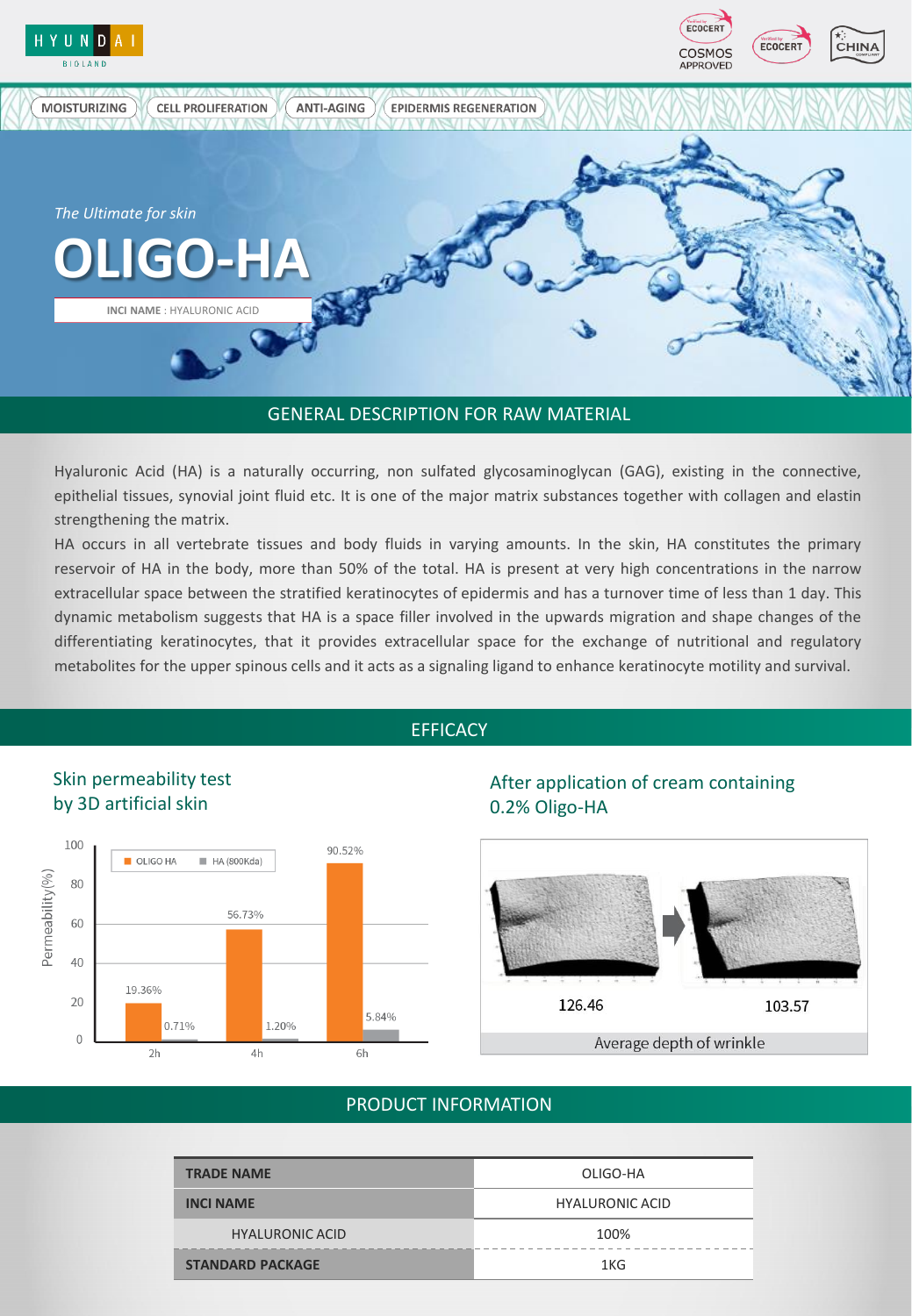HYUNDAI BIOLAND

ECOCERT COSMOS APPROVED | ECOCERT | CHINA

MOISTURIZING | CELL PROLIFERATION | ANTI-AGING | EPIDERMIS REGENERATION

*The Ultimate for skin*

# OLIGO-HA

**INCI NAME** : HYALURONIC ACID

## GENERAL DESCRIPTION FOR RAW MATERIAL

Hyaluronic Acid (HA) is a naturally occurring, non sulfated glycosaminoglycan (GAG), existing in the connective, epithelial tissues, synovial joint fluid etc. It is one of the major matrix substances together with collagen and elastin strengthening the matrix.

HA occurs in all vertebrate tissues and body fluids in varying amounts. In the skin, HA constitutes the primary reservoir of HA in the body, more than 50% of the total. HA is present at very high concentrations in the narrow extracellular space between the stratified keratinocytes of epidermis and has a turnover time of less than 1 day. This dynamic metabolism suggests that HA is a space filler involved in the upwards migration and shape changes of the differentiating keratinocytes, that it provides extracellular space for the exchange of nutritional and regulatory metabolites for the upper spinous cells and it acts as a signaling ligand to enhance keratinocyte motility and survival.

## EFFICACY

### Skin permeability test by 3D artificial skin

Permeability(%)

| Time | OLIGO HA | HA (800Kda) |
|---|---|---|
| 2h | 19.36% | 0.71% |
| 4h | 56.73% | 1.20% |
| 6h | 90.52% | 5.84% |

### After application of cream containing 0.2% Oligo-HA

| Before | After |
|---|---|
| 126.46 | 103.57 |

Average depth of wrinkle

## PRODUCT INFORMATION

| **TRADE NAME** | OLIGO-HA |
|---|---|
| **INCI NAME** | HYALURONIC ACID |
| HYALURONIC ACID | 100% |
| **STANDARD PACKAGE** | 1KG |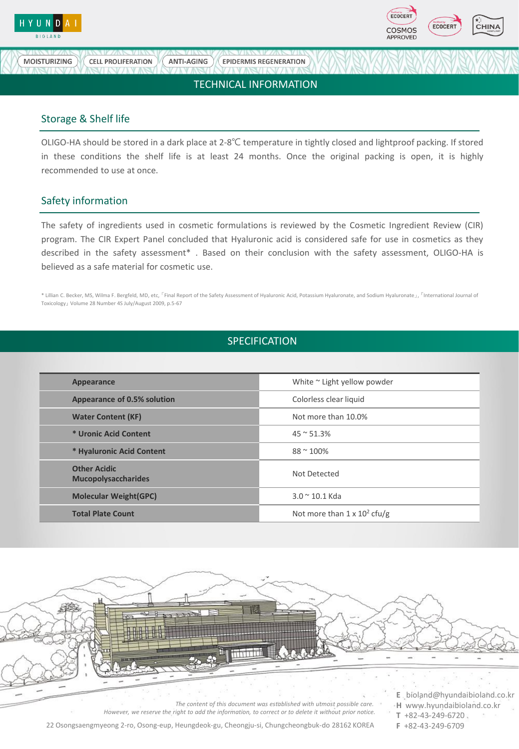MOISTURIZING | CELL PROLIFERATION | ANTI-AGING | EPIDERMIS REGENERATION

# TECHNICAL INFORMATION

## Storage & Shelf life

OLIGO-HA should be stored in a dark place at 2-8℃ temperature in tightly closed and lightproof packing. If stored in these conditions the shelf life is at least 24 months. Once the original packing is open, it is highly recommended to use at once.

## Safety information

The safety of ingredients used in cosmetic formulations is reviewed by the Cosmetic Ingredient Review (CIR) program. The CIR Expert Panel concluded that Hyaluronic acid is considered safe for use in cosmetics as they described in the safety assessment* . Based on their conclusion with the safety assessment, OLIGO-HA is believed as a safe material for cosmetic use.

* Lillian C. Becker, MS, Wilma F. Bergfeld, MD, etc, 「Final Report of the Safety Assessment of Hyaluronic Acid, Potassium Hyaluronate, and Sodium Hyaluronate」, 「International Journal of Toxicology」 Volume 28 Number 4S July/August 2009, p.5-67

# SPECIFICATION

| | |
|---|---|
| **Appearance** | White ~ Light yellow powder |
| **Appearance of 0.5% solution** | Colorless clear liquid |
| **Water Content (KF)** | Not more than 10.0% |
| *** Uronic Acid Content** | 45 ~ 51.3% |
| *** Hyaluronic Acid Content** | 88 ~ 100% |
| **Other Acidic Mucopolysaccharides** | Not Detected |
| **Molecular Weight(GPC)** | 3.0 ~ 10.1 Kda |
| **Total Plate Count** | Not more than $1 \times 10^2$ cfu/g |

*The content of this document was established with utmost possible care. However, we reserve the right to add the information, to correct or to delete it without prior notice.*

22 Osongsaengmyeong 2-ro, Osong-eup, Heungdeok-gu, Cheongju-si, Chungcheongbuk-do 28162 KOREA

E bioland@hyundaibioland.co.kr
H www.hyundaibioland.co.kr
T +82-43-249-6720
F +82-43-249-6709